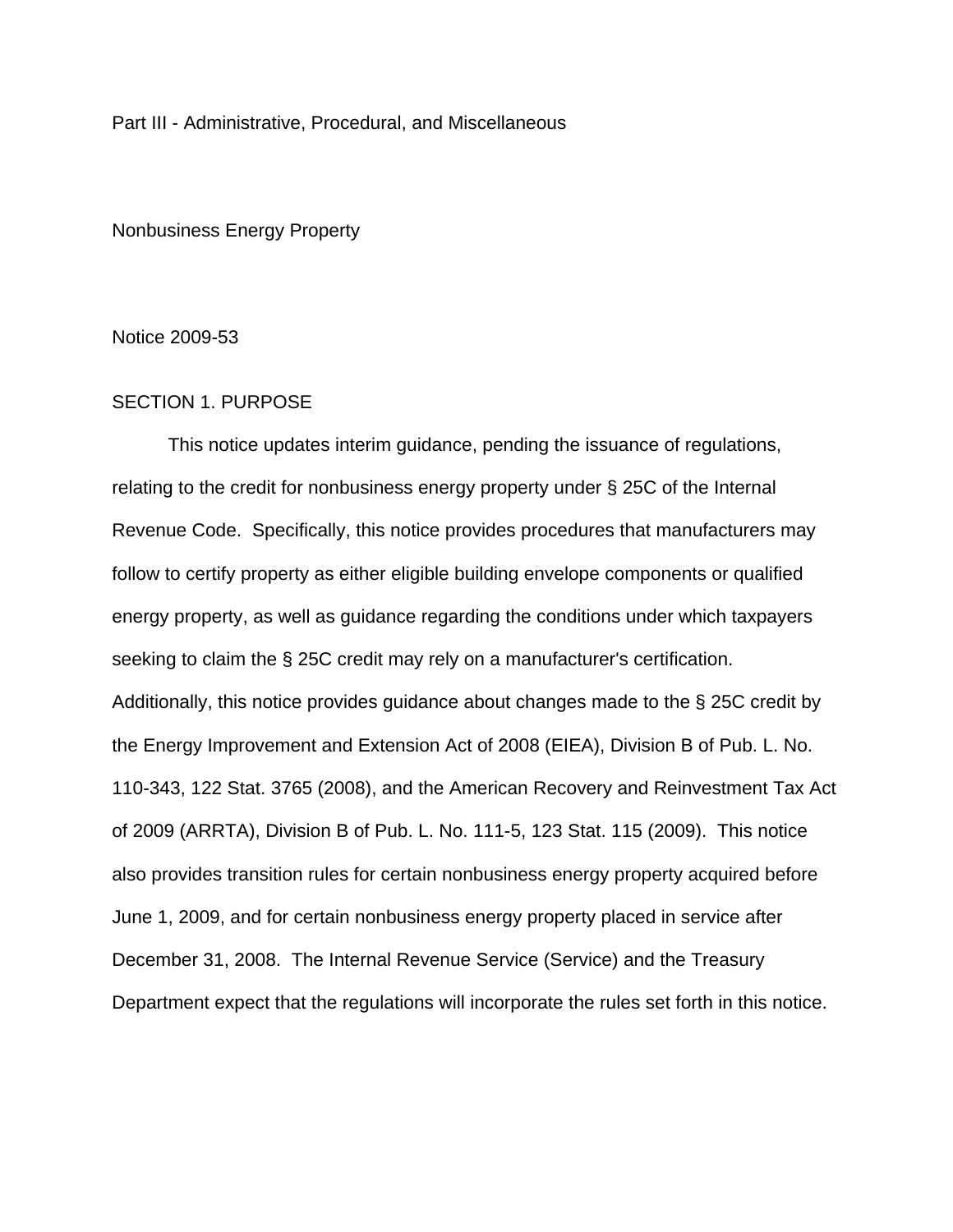Part III - Administrative, Procedural, and Miscellaneous

Nonbusiness Energy Property

Notice 2009-53

## SECTION 1. PURPOSE

This notice updates interim guidance, pending the issuance of regulations, relating to the credit for nonbusiness energy property under § 25C of the Internal Revenue Code. Specifically, this notice provides procedures that manufacturers may follow to certify property as either eligible building envelope components or qualified energy property, as well as guidance regarding the conditions under which taxpayers seeking to claim the § 25C credit may rely on a manufacturer's certification. Additionally, this notice provides guidance about changes made to the § 25C credit by the Energy Improvement and Extension Act of 2008 (EIEA), Division B of Pub. L. No. 110-343, 122 Stat. 3765 (2008), and the American Recovery and Reinvestment Tax Act of 2009 (ARRTA), Division B of Pub. L. No. 111-5, 123 Stat. 115 (2009). This notice also provides transition rules for certain nonbusiness energy property acquired before June 1, 2009, and for certain nonbusiness energy property placed in service after December 31, 2008. The Internal Revenue Service (Service) and the Treasury Department expect that the regulations will incorporate the rules set forth in this notice.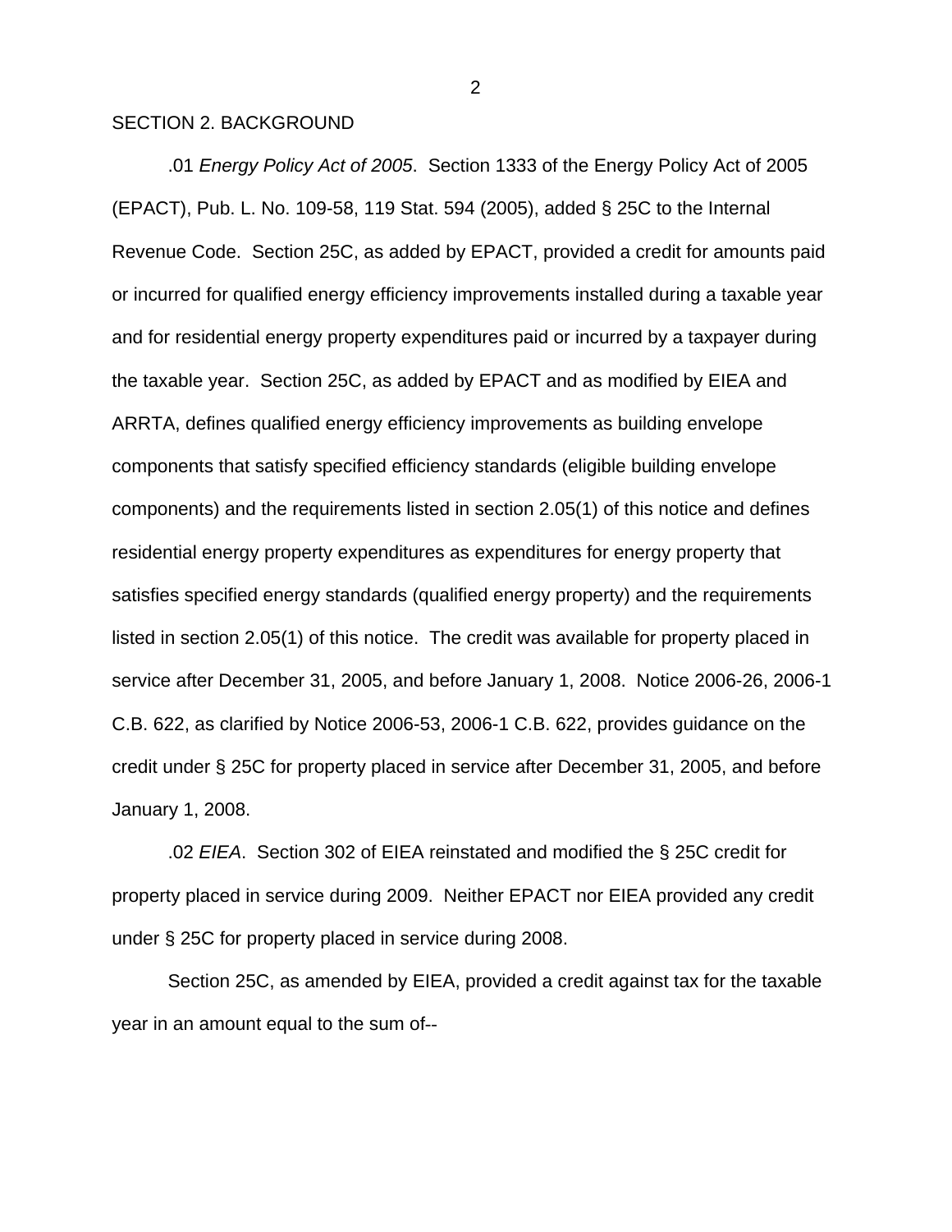SECTION 2. BACKGROUND

.01 *Energy Policy Act of 2005*. Section 1333 of the Energy Policy Act of 2005 (EPACT), Pub. L. No. 109-58, 119 Stat. 594 (2005), added § 25C to the Internal Revenue Code. Section 25C, as added by EPACT, provided a credit for amounts paid or incurred for qualified energy efficiency improvements installed during a taxable year and for residential energy property expenditures paid or incurred by a taxpayer during the taxable year. Section 25C, as added by EPACT and as modified by EIEA and ARRTA, defines qualified energy efficiency improvements as building envelope components that satisfy specified efficiency standards (eligible building envelope components) and the requirements listed in section 2.05(1) of this notice and defines residential energy property expenditures as expenditures for energy property that satisfies specified energy standards (qualified energy property) and the requirements listed in section 2.05(1) of this notice. The credit was available for property placed in service after December 31, 2005, and before January 1, 2008. Notice 2006-26, 2006-1 C.B. 622, as clarified by Notice 2006-53, 2006-1 C.B. 622, provides guidance on the credit under § 25C for property placed in service after December 31, 2005, and before January 1, 2008.

.02 *EIEA*. Section 302 of EIEA reinstated and modified the § 25C credit for property placed in service during 2009. Neither EPACT nor EIEA provided any credit under § 25C for property placed in service during 2008.

Section 25C, as amended by EIEA, provided a credit against tax for the taxable year in an amount equal to the sum of--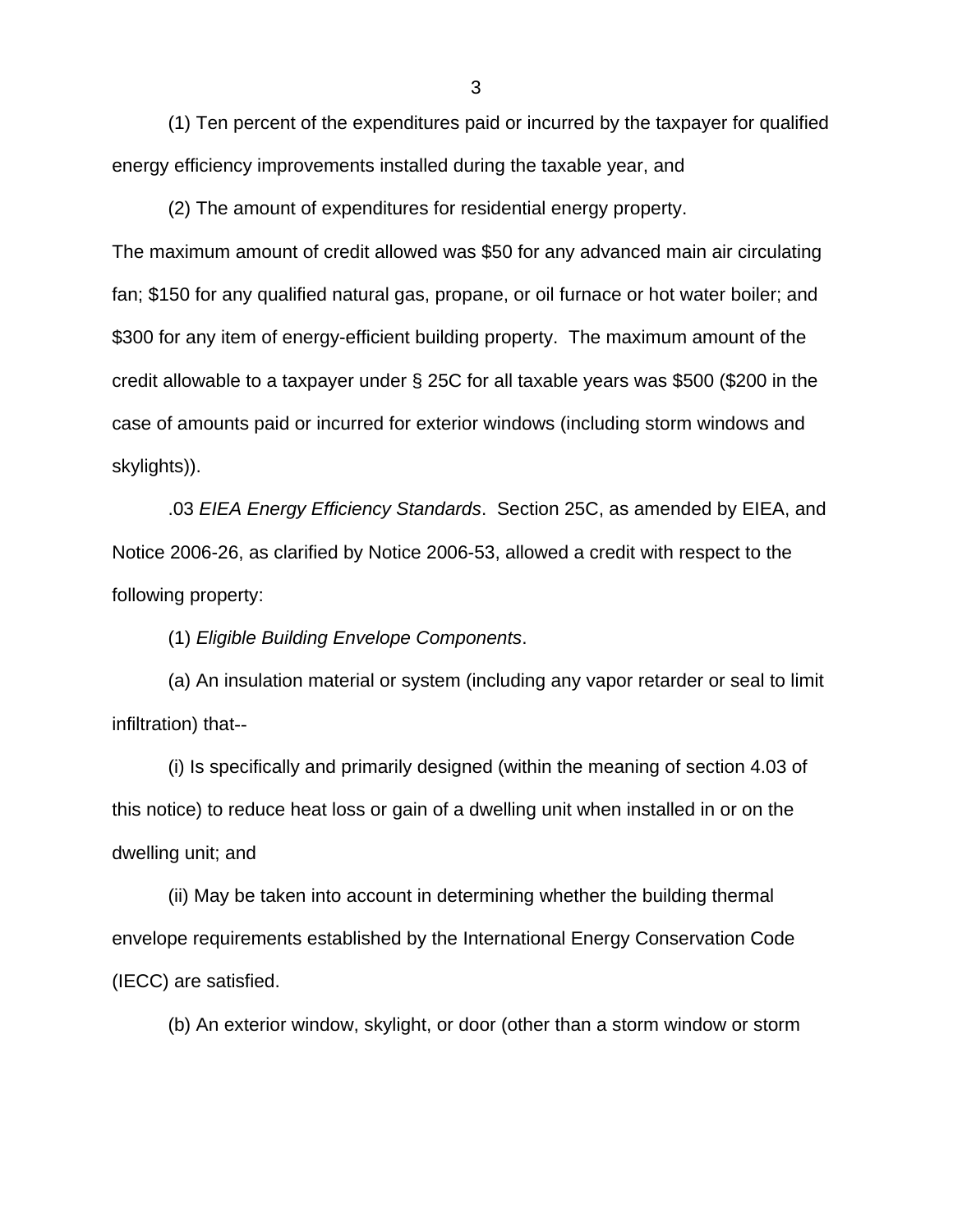(1) Ten percent of the expenditures paid or incurred by the taxpayer for qualified energy efficiency improvements installed during the taxable year, and

(2) The amount of expenditures for residential energy property.

The maximum amount of credit allowed was $50 for any advanced main air circulating fan; $150 for any qualified natural gas, propane, or oil furnace or hot water boiler; and $300 for any item of energy-efficient building property. The maximum amount of the credit allowable to a taxpayer under § 25C for all taxable years was $500 ($200 in the case of amounts paid or incurred for exterior windows (including storm windows and skylights)).

.03 *EIEA Energy Efficiency Standards*. Section 25C, as amended by EIEA, and Notice 2006-26, as clarified by Notice 2006-53, allowed a credit with respect to the following property:

(1) *Eligible Building Envelope Components*.

(a) An insulation material or system (including any vapor retarder or seal to limit infiltration) that--

(i) Is specifically and primarily designed (within the meaning of section 4.03 of this notice) to reduce heat loss or gain of a dwelling unit when installed in or on the dwelling unit; and

(ii) May be taken into account in determining whether the building thermal envelope requirements established by the International Energy Conservation Code (IECC) are satisfied.

(b) An exterior window, skylight, or door (other than a storm window or storm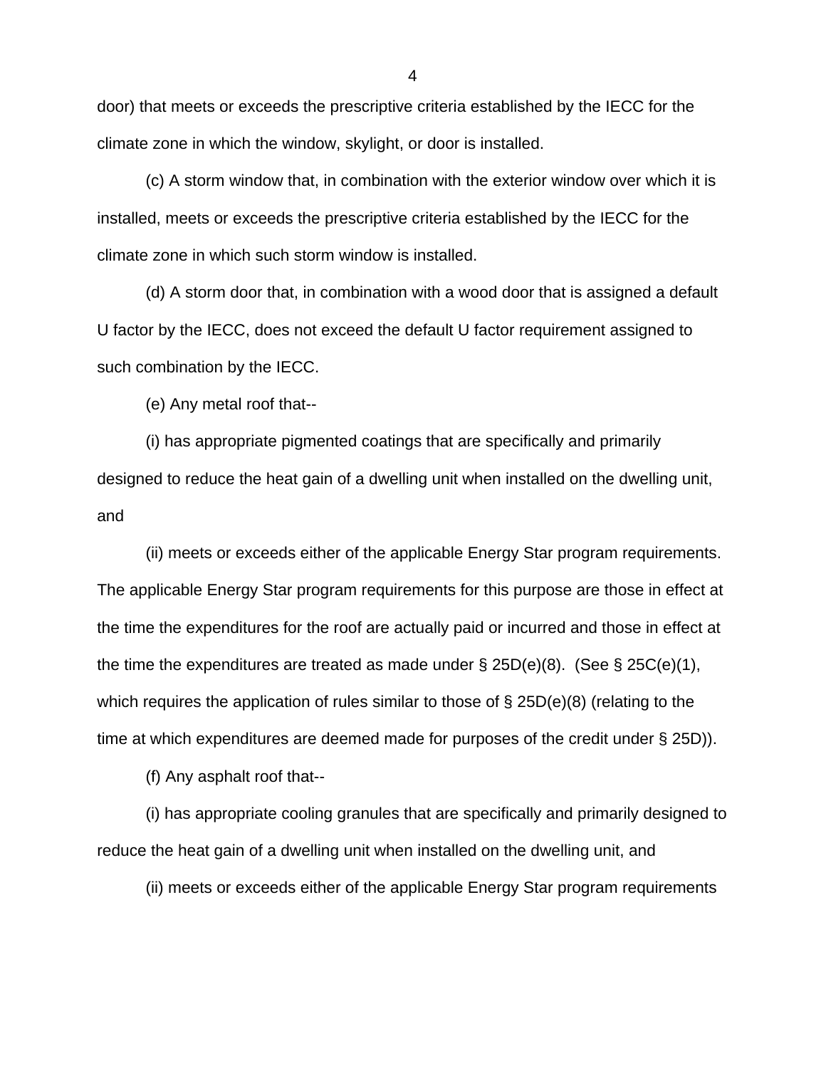door) that meets or exceeds the prescriptive criteria established by the IECC for the climate zone in which the window, skylight, or door is installed.

(c) A storm window that, in combination with the exterior window over which it is installed, meets or exceeds the prescriptive criteria established by the IECC for the climate zone in which such storm window is installed.

(d) A storm door that, in combination with a wood door that is assigned a default U factor by the IECC, does not exceed the default U factor requirement assigned to such combination by the IECC.

(e) Any metal roof that--

(i) has appropriate pigmented coatings that are specifically and primarily designed to reduce the heat gain of a dwelling unit when installed on the dwelling unit, and

(ii) meets or exceeds either of the applicable Energy Star program requirements. The applicable Energy Star program requirements for this purpose are those in effect at the time the expenditures for the roof are actually paid or incurred and those in effect at the time the expenditures are treated as made under § 25D(e)(8). (See § 25C(e)(1), which requires the application of rules similar to those of § 25D(e)(8) (relating to the time at which expenditures are deemed made for purposes of the credit under § 25D)).

(f) Any asphalt roof that--

(i) has appropriate cooling granules that are specifically and primarily designed to reduce the heat gain of a dwelling unit when installed on the dwelling unit, and

(ii) meets or exceeds either of the applicable Energy Star program requirements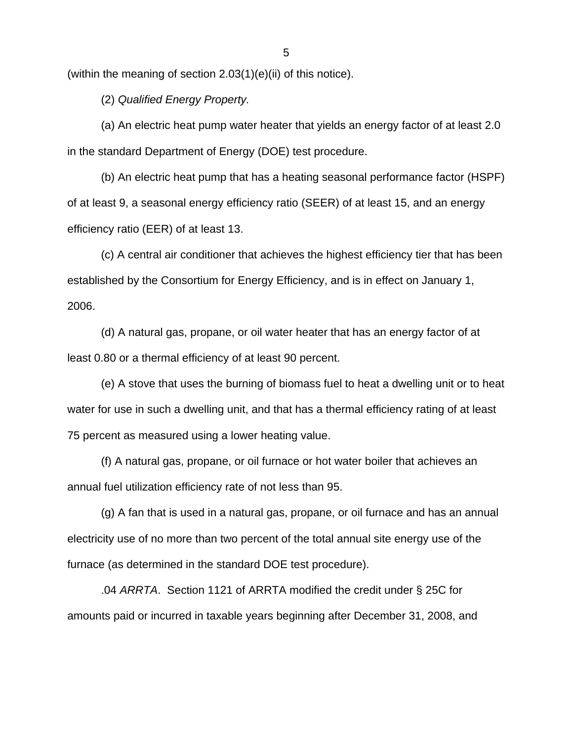(within the meaning of section 2.03(1)(e)(ii) of this notice).

(2) *Qualified Energy Property.*

(a) An electric heat pump water heater that yields an energy factor of at least 2.0 in the standard Department of Energy (DOE) test procedure.

(b) An electric heat pump that has a heating seasonal performance factor (HSPF) of at least 9, a seasonal energy efficiency ratio (SEER) of at least 15, and an energy efficiency ratio (EER) of at least 13.

(c) A central air conditioner that achieves the highest efficiency tier that has been established by the Consortium for Energy Efficiency, and is in effect on January 1, 2006.

(d) A natural gas, propane, or oil water heater that has an energy factor of at least 0.80 or a thermal efficiency of at least 90 percent.

(e) A stove that uses the burning of biomass fuel to heat a dwelling unit or to heat water for use in such a dwelling unit, and that has a thermal efficiency rating of at least 75 percent as measured using a lower heating value.

(f) A natural gas, propane, or oil furnace or hot water boiler that achieves an annual fuel utilization efficiency rate of not less than 95.

(g) A fan that is used in a natural gas, propane, or oil furnace and has an annual electricity use of no more than two percent of the total annual site energy use of the furnace (as determined in the standard DOE test procedure).

.04 *ARRTA*. Section 1121 of ARRTA modified the credit under § 25C for amounts paid or incurred in taxable years beginning after December 31, 2008, and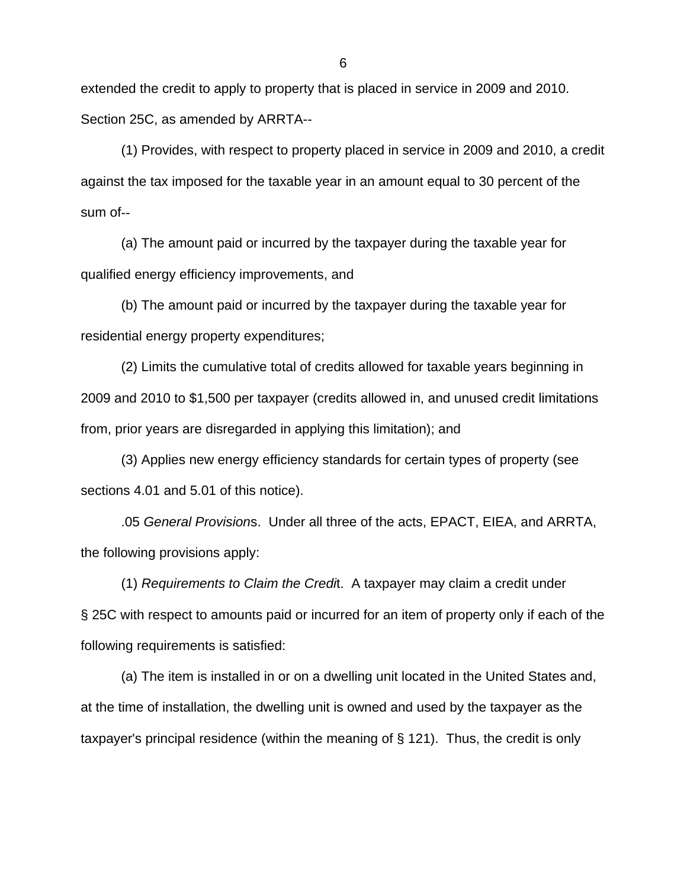extended the credit to apply to property that is placed in service in 2009 and 2010. Section 25C, as amended by ARRTA--

(1) Provides, with respect to property placed in service in 2009 and 2010, a credit against the tax imposed for the taxable year in an amount equal to 30 percent of the sum of--

(a) The amount paid or incurred by the taxpayer during the taxable year for qualified energy efficiency improvements, and

(b) The amount paid or incurred by the taxpayer during the taxable year for residential energy property expenditures;

(2) Limits the cumulative total of credits allowed for taxable years beginning in 2009 and 2010 to $1,500 per taxpayer (credits allowed in, and unused credit limitations from, prior years are disregarded in applying this limitation); and

(3) Applies new energy efficiency standards for certain types of property (see sections 4.01 and 5.01 of this notice).

.05 *General Provisions*. Under all three of the acts, EPACT, EIEA, and ARRTA, the following provisions apply:

(1) *Requirements to Claim the Credit*. A taxpayer may claim a credit under § 25C with respect to amounts paid or incurred for an item of property only if each of the following requirements is satisfied:

(a) The item is installed in or on a dwelling unit located in the United States and, at the time of installation, the dwelling unit is owned and used by the taxpayer as the taxpayer's principal residence (within the meaning of § 121). Thus, the credit is only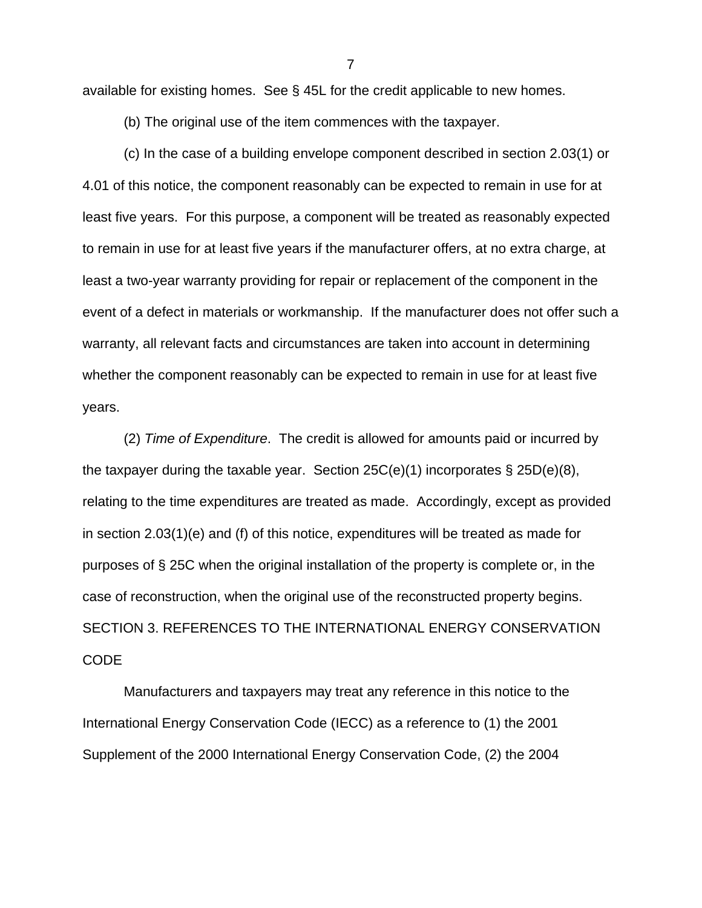available for existing homes. See § 45L for the credit applicable to new homes.

(b) The original use of the item commences with the taxpayer.

(c) In the case of a building envelope component described in section 2.03(1) or 4.01 of this notice, the component reasonably can be expected to remain in use for at least five years. For this purpose, a component will be treated as reasonably expected to remain in use for at least five years if the manufacturer offers, at no extra charge, at least a two-year warranty providing for repair or replacement of the component in the event of a defect in materials or workmanship. If the manufacturer does not offer such a warranty, all relevant facts and circumstances are taken into account in determining whether the component reasonably can be expected to remain in use for at least five years.

(2) *Time of Expenditure*. The credit is allowed for amounts paid or incurred by the taxpayer during the taxable year. Section 25C(e)(1) incorporates § 25D(e)(8), relating to the time expenditures are treated as made. Accordingly, except as provided in section 2.03(1)(e) and (f) of this notice, expenditures will be treated as made for purposes of § 25C when the original installation of the property is complete or, in the case of reconstruction, when the original use of the reconstructed property begins.

## SECTION 3. REFERENCES TO THE INTERNATIONAL ENERGY CONSERVATION CODE

Manufacturers and taxpayers may treat any reference in this notice to the International Energy Conservation Code (IECC) as a reference to (1) the 2001 Supplement of the 2000 International Energy Conservation Code, (2) the 2004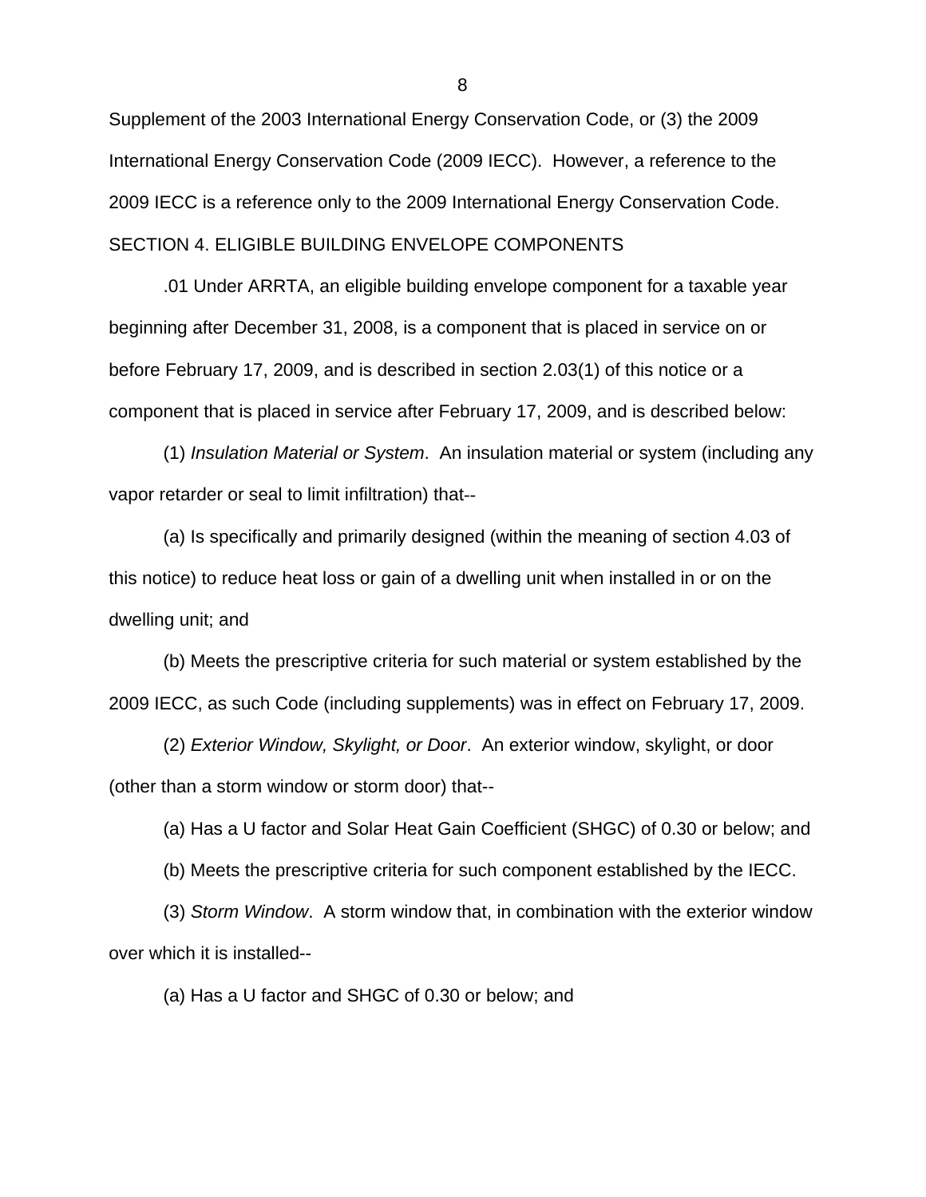Supplement of the 2003 International Energy Conservation Code, or (3) the 2009 International Energy Conservation Code (2009 IECC). However, a reference to the 2009 IECC is a reference only to the 2009 International Energy Conservation Code.

SECTION 4. ELIGIBLE BUILDING ENVELOPE COMPONENTS

.01 Under ARRTA, an eligible building envelope component for a taxable year beginning after December 31, 2008, is a component that is placed in service on or before February 17, 2009, and is described in section 2.03(1) of this notice or a component that is placed in service after February 17, 2009, and is described below:

(1) *Insulation Material or System*. An insulation material or system (including any vapor retarder or seal to limit infiltration) that--

(a) Is specifically and primarily designed (within the meaning of section 4.03 of this notice) to reduce heat loss or gain of a dwelling unit when installed in or on the dwelling unit; and

(b) Meets the prescriptive criteria for such material or system established by the 2009 IECC, as such Code (including supplements) was in effect on February 17, 2009.

(2) *Exterior Window, Skylight, or Door*. An exterior window, skylight, or door (other than a storm window or storm door) that--

(a) Has a U factor and Solar Heat Gain Coefficient (SHGC) of 0.30 or below; and

(b) Meets the prescriptive criteria for such component established by the IECC.

(3) *Storm Window*. A storm window that, in combination with the exterior window over which it is installed--

(a) Has a U factor and SHGC of 0.30 or below; and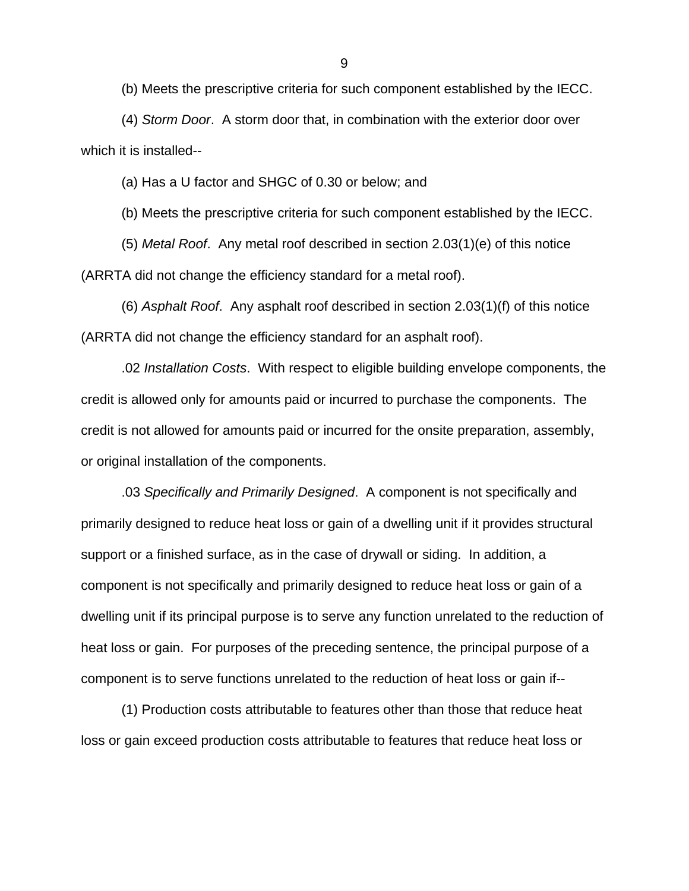(b) Meets the prescriptive criteria for such component established by the IECC.

(4) *Storm Door*. A storm door that, in combination with the exterior door over which it is installed--

(a) Has a U factor and SHGC of 0.30 or below; and

(b) Meets the prescriptive criteria for such component established by the IECC.

(5) *Metal Roof*. Any metal roof described in section 2.03(1)(e) of this notice (ARRTA did not change the efficiency standard for a metal roof).

(6) *Asphalt Roof*. Any asphalt roof described in section 2.03(1)(f) of this notice (ARRTA did not change the efficiency standard for an asphalt roof).

.02 *Installation Costs*. With respect to eligible building envelope components, the credit is allowed only for amounts paid or incurred to purchase the components. The credit is not allowed for amounts paid or incurred for the onsite preparation, assembly, or original installation of the components.

.03 *Specifically and Primarily Designed*. A component is not specifically and primarily designed to reduce heat loss or gain of a dwelling unit if it provides structural support or a finished surface, as in the case of drywall or siding. In addition, a component is not specifically and primarily designed to reduce heat loss or gain of a dwelling unit if its principal purpose is to serve any function unrelated to the reduction of heat loss or gain. For purposes of the preceding sentence, the principal purpose of a component is to serve functions unrelated to the reduction of heat loss or gain if--

(1) Production costs attributable to features other than those that reduce heat loss or gain exceed production costs attributable to features that reduce heat loss or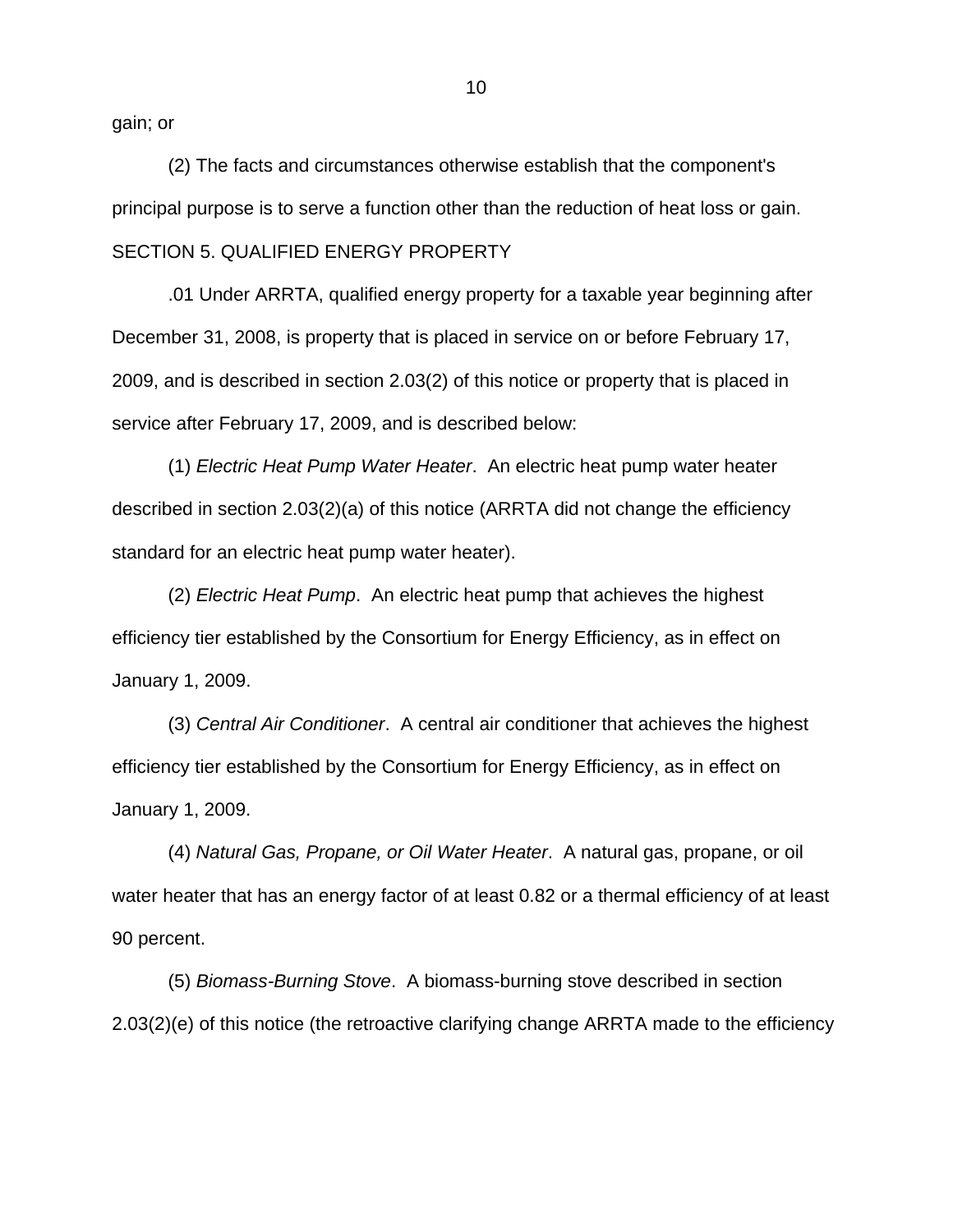gain; or

(2) The facts and circumstances otherwise establish that the component's principal purpose is to serve a function other than the reduction of heat loss or gain.

SECTION 5. QUALIFIED ENERGY PROPERTY

.01 Under ARRTA, qualified energy property for a taxable year beginning after December 31, 2008, is property that is placed in service on or before February 17, 2009, and is described in section 2.03(2) of this notice or property that is placed in service after February 17, 2009, and is described below:

(1) *Electric Heat Pump Water Heater*. An electric heat pump water heater described in section 2.03(2)(a) of this notice (ARRTA did not change the efficiency standard for an electric heat pump water heater).

(2) *Electric Heat Pump*. An electric heat pump that achieves the highest efficiency tier established by the Consortium for Energy Efficiency, as in effect on January 1, 2009.

(3) *Central Air Conditioner*. A central air conditioner that achieves the highest efficiency tier established by the Consortium for Energy Efficiency, as in effect on January 1, 2009.

(4) *Natural Gas, Propane, or Oil Water Heater*. A natural gas, propane, or oil water heater that has an energy factor of at least 0.82 or a thermal efficiency of at least 90 percent.

(5) *Biomass-Burning Stove*. A biomass-burning stove described in section 2.03(2)(e) of this notice (the retroactive clarifying change ARRTA made to the efficiency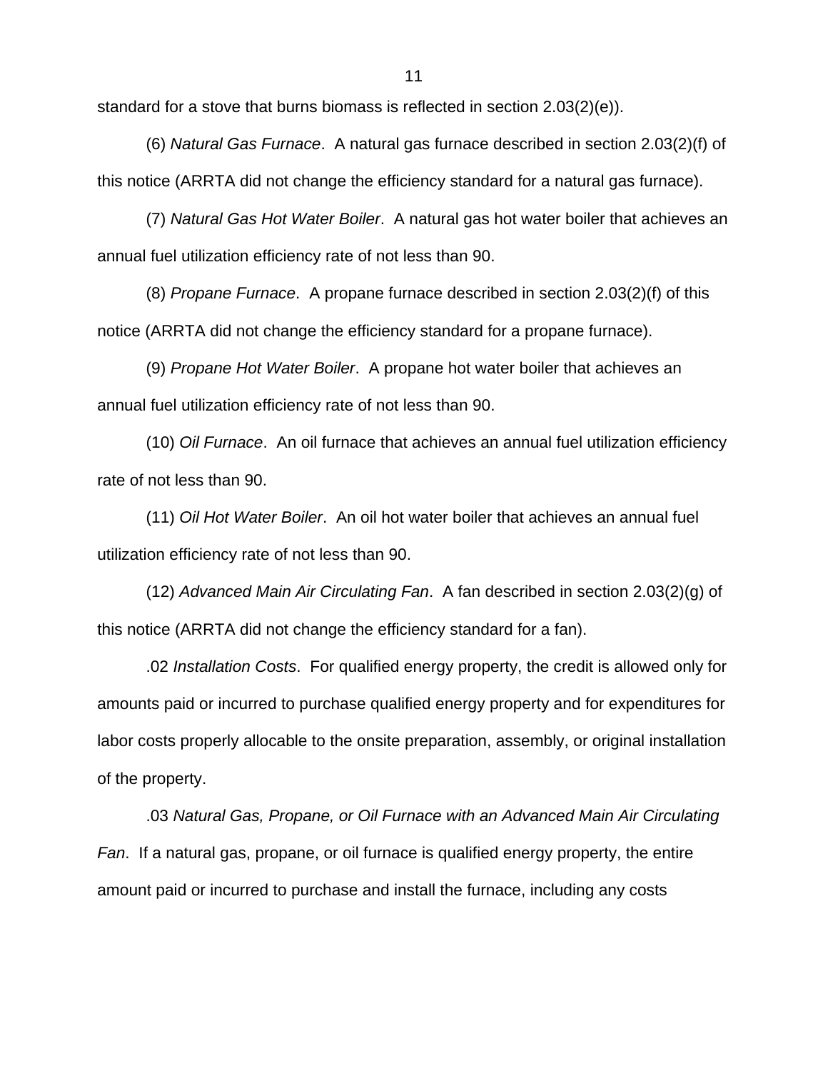standard for a stove that burns biomass is reflected in section 2.03(2)(e)).

(6) *Natural Gas Furnace*. A natural gas furnace described in section 2.03(2)(f) of this notice (ARRTA did not change the efficiency standard for a natural gas furnace).

(7) *Natural Gas Hot Water Boiler*. A natural gas hot water boiler that achieves an annual fuel utilization efficiency rate of not less than 90.

(8) *Propane Furnace*. A propane furnace described in section 2.03(2)(f) of this notice (ARRTA did not change the efficiency standard for a propane furnace).

(9) *Propane Hot Water Boiler*. A propane hot water boiler that achieves an annual fuel utilization efficiency rate of not less than 90.

(10) *Oil Furnace*. An oil furnace that achieves an annual fuel utilization efficiency rate of not less than 90.

(11) *Oil Hot Water Boiler*. An oil hot water boiler that achieves an annual fuel utilization efficiency rate of not less than 90.

(12) *Advanced Main Air Circulating Fan*. A fan described in section 2.03(2)(g) of this notice (ARRTA did not change the efficiency standard for a fan).

.02 *Installation Costs*. For qualified energy property, the credit is allowed only for amounts paid or incurred to purchase qualified energy property and for expenditures for labor costs properly allocable to the onsite preparation, assembly, or original installation of the property.

.03 *Natural Gas, Propane, or Oil Furnace with an Advanced Main Air Circulating Fan*. If a natural gas, propane, or oil furnace is qualified energy property, the entire amount paid or incurred to purchase and install the furnace, including any costs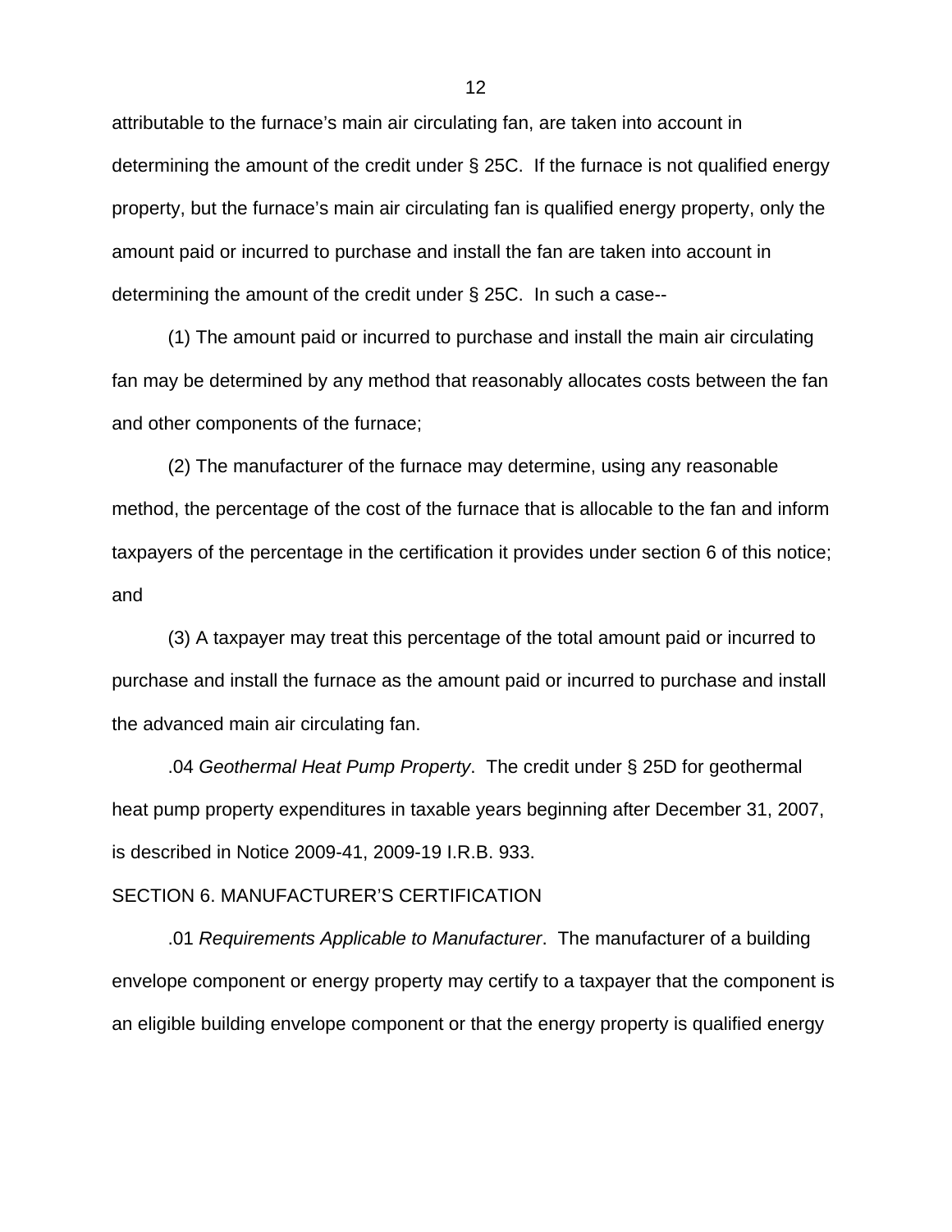attributable to the furnace's main air circulating fan, are taken into account in determining the amount of the credit under § 25C. If the furnace is not qualified energy property, but the furnace's main air circulating fan is qualified energy property, only the amount paid or incurred to purchase and install the fan are taken into account in determining the amount of the credit under § 25C. In such a case--

(1) The amount paid or incurred to purchase and install the main air circulating fan may be determined by any method that reasonably allocates costs between the fan and other components of the furnace;

(2) The manufacturer of the furnace may determine, using any reasonable method, the percentage of the cost of the furnace that is allocable to the fan and inform taxpayers of the percentage in the certification it provides under section 6 of this notice; and

(3) A taxpayer may treat this percentage of the total amount paid or incurred to purchase and install the furnace as the amount paid or incurred to purchase and install the advanced main air circulating fan.

.04 *Geothermal Heat Pump Property*. The credit under § 25D for geothermal heat pump property expenditures in taxable years beginning after December 31, 2007, is described in Notice 2009-41, 2009-19 I.R.B. 933.

SECTION 6. MANUFACTURER'S CERTIFICATION

.01 *Requirements Applicable to Manufacturer*. The manufacturer of a building envelope component or energy property may certify to a taxpayer that the component is an eligible building envelope component or that the energy property is qualified energy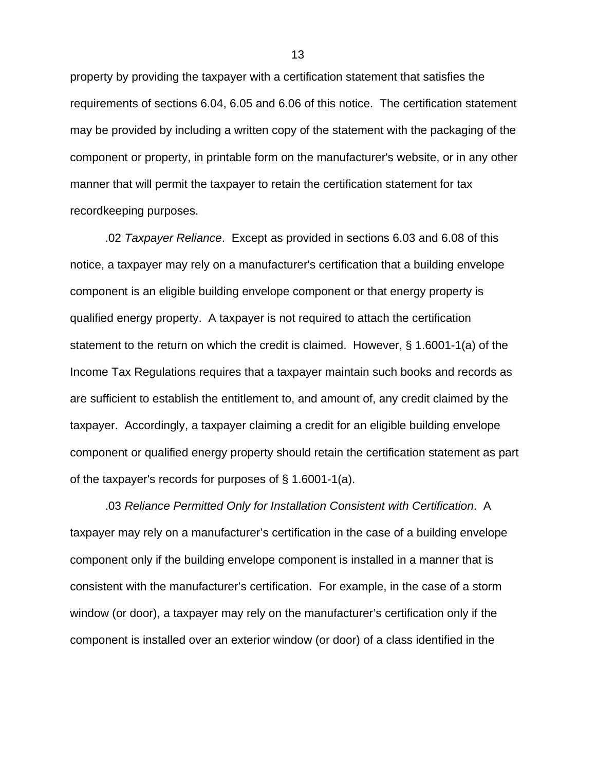property by providing the taxpayer with a certification statement that satisfies the requirements of sections 6.04, 6.05 and 6.06 of this notice. The certification statement may be provided by including a written copy of the statement with the packaging of the component or property, in printable form on the manufacturer's website, or in any other manner that will permit the taxpayer to retain the certification statement for tax recordkeeping purposes.

.02 *Taxpayer Reliance*. Except as provided in sections 6.03 and 6.08 of this notice, a taxpayer may rely on a manufacturer's certification that a building envelope component is an eligible building envelope component or that energy property is qualified energy property. A taxpayer is not required to attach the certification statement to the return on which the credit is claimed. However, § 1.6001-1(a) of the Income Tax Regulations requires that a taxpayer maintain such books and records as are sufficient to establish the entitlement to, and amount of, any credit claimed by the taxpayer. Accordingly, a taxpayer claiming a credit for an eligible building envelope component or qualified energy property should retain the certification statement as part of the taxpayer's records for purposes of § 1.6001-1(a).

.03 *Reliance Permitted Only for Installation Consistent with Certification*. A taxpayer may rely on a manufacturer’s certification in the case of a building envelope component only if the building envelope component is installed in a manner that is consistent with the manufacturer’s certification. For example, in the case of a storm window (or door), a taxpayer may rely on the manufacturer’s certification only if the component is installed over an exterior window (or door) of a class identified in the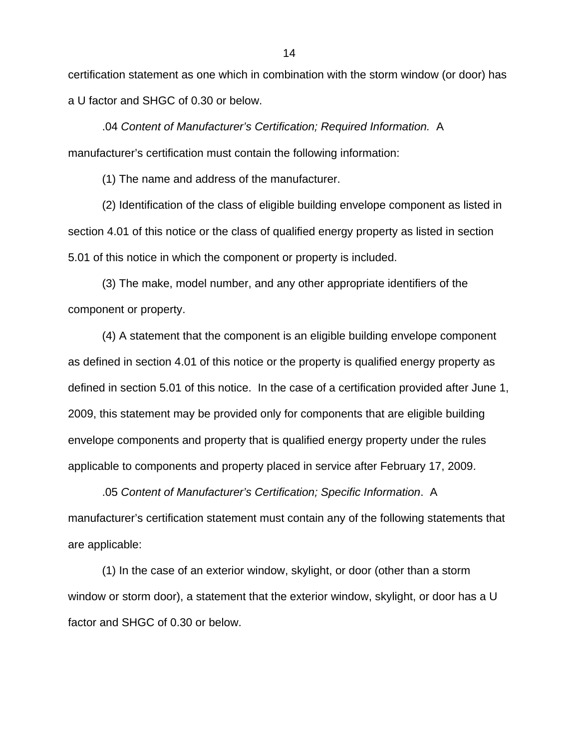certification statement as one which in combination with the storm window (or door) has a U factor and SHGC of 0.30 or below.

.04 *Content of Manufacturer's Certification; Required Information.* A manufacturer's certification must contain the following information:

(1) The name and address of the manufacturer.

(2) Identification of the class of eligible building envelope component as listed in section 4.01 of this notice or the class of qualified energy property as listed in section 5.01 of this notice in which the component or property is included.

(3) The make, model number, and any other appropriate identifiers of the component or property.

(4) A statement that the component is an eligible building envelope component as defined in section 4.01 of this notice or the property is qualified energy property as defined in section 5.01 of this notice. In the case of a certification provided after June 1, 2009, this statement may be provided only for components that are eligible building envelope components and property that is qualified energy property under the rules applicable to components and property placed in service after February 17, 2009.

.05 *Content of Manufacturer's Certification; Specific Information*. A manufacturer's certification statement must contain any of the following statements that are applicable:

(1) In the case of an exterior window, skylight, or door (other than a storm window or storm door), a statement that the exterior window, skylight, or door has a U factor and SHGC of 0.30 or below.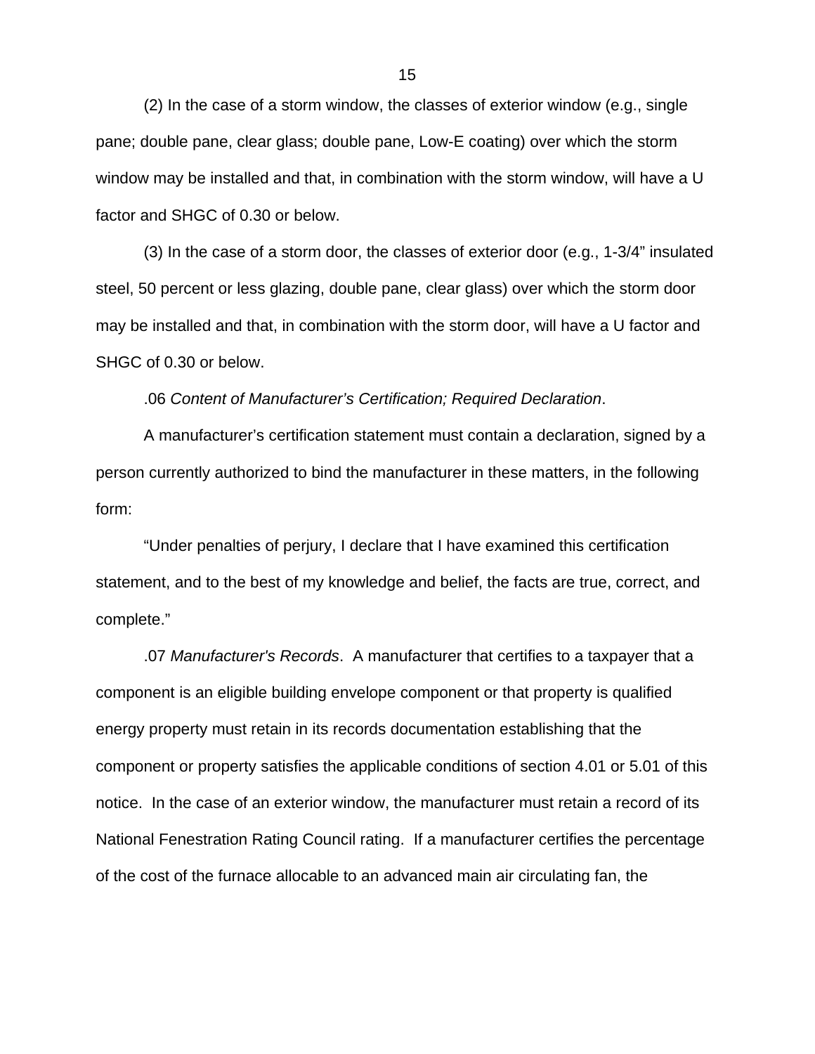(2) In the case of a storm window, the classes of exterior window (e.g., single pane; double pane, clear glass; double pane, Low-E coating) over which the storm window may be installed and that, in combination with the storm window, will have a U factor and SHGC of 0.30 or below.

(3) In the case of a storm door, the classes of exterior door (e.g., 1-3/4" insulated steel, 50 percent or less glazing, double pane, clear glass) over which the storm door may be installed and that, in combination with the storm door, will have a U factor and SHGC of 0.30 or below.

.06 *Content of Manufacturer's Certification; Required Declaration*.

A manufacturer's certification statement must contain a declaration, signed by a person currently authorized to bind the manufacturer in these matters, in the following form:

"Under penalties of perjury, I declare that I have examined this certification statement, and to the best of my knowledge and belief, the facts are true, correct, and complete."

.07 *Manufacturer's Records*. A manufacturer that certifies to a taxpayer that a component is an eligible building envelope component or that property is qualified energy property must retain in its records documentation establishing that the component or property satisfies the applicable conditions of section 4.01 or 5.01 of this notice. In the case of an exterior window, the manufacturer must retain a record of its National Fenestration Rating Council rating. If a manufacturer certifies the percentage of the cost of the furnace allocable to an advanced main air circulating fan, the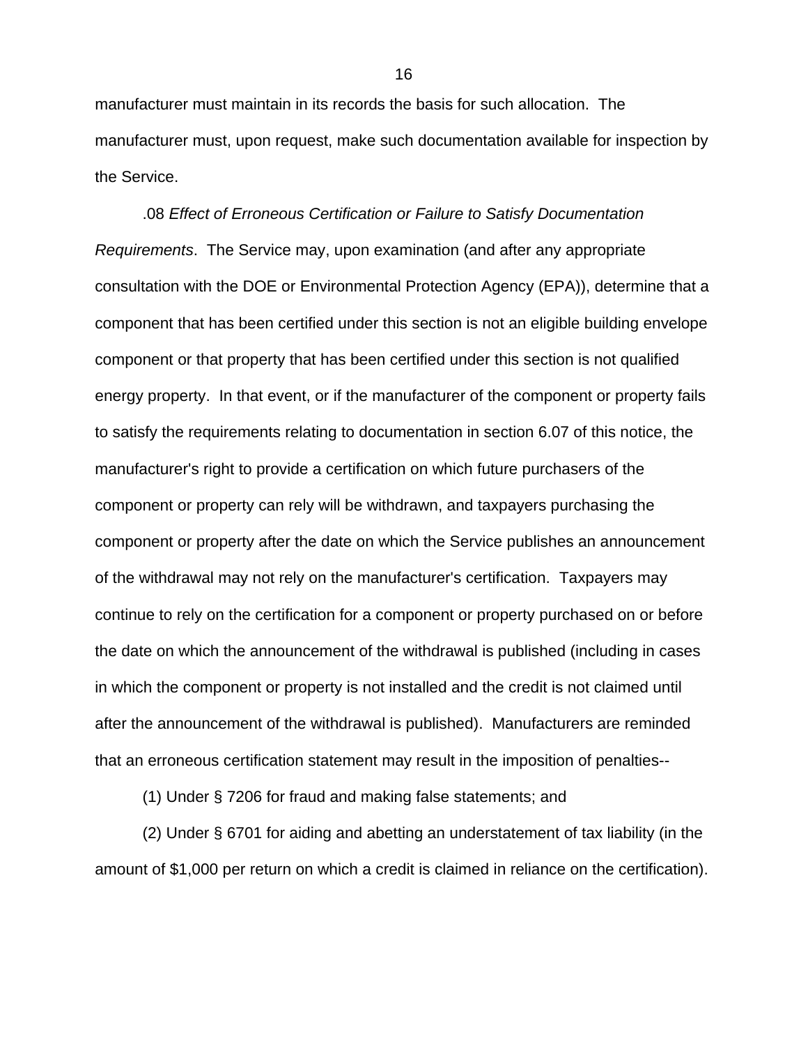manufacturer must maintain in its records the basis for such allocation. The manufacturer must, upon request, make such documentation available for inspection by the Service.

.08 *Effect of Erroneous Certification or Failure to Satisfy Documentation Requirements*. The Service may, upon examination (and after any appropriate consultation with the DOE or Environmental Protection Agency (EPA)), determine that a component that has been certified under this section is not an eligible building envelope component or that property that has been certified under this section is not qualified energy property. In that event, or if the manufacturer of the component or property fails to satisfy the requirements relating to documentation in section 6.07 of this notice, the manufacturer's right to provide a certification on which future purchasers of the component or property can rely will be withdrawn, and taxpayers purchasing the component or property after the date on which the Service publishes an announcement of the withdrawal may not rely on the manufacturer's certification. Taxpayers may continue to rely on the certification for a component or property purchased on or before the date on which the announcement of the withdrawal is published (including in cases in which the component or property is not installed and the credit is not claimed until after the announcement of the withdrawal is published). Manufacturers are reminded that an erroneous certification statement may result in the imposition of penalties--

(1) Under § 7206 for fraud and making false statements; and

(2) Under § 6701 for aiding and abetting an understatement of tax liability (in the amount of $1,000 per return on which a credit is claimed in reliance on the certification).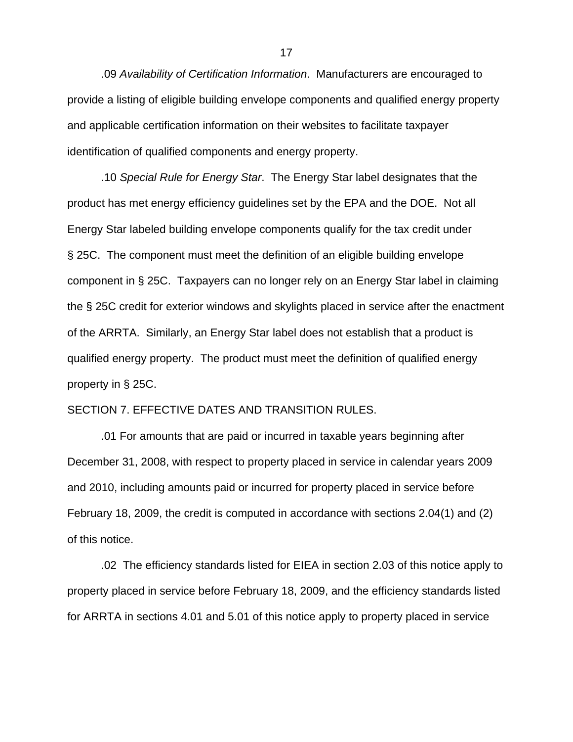.09 *Availability of Certification Information*. Manufacturers are encouraged to provide a listing of eligible building envelope components and qualified energy property and applicable certification information on their websites to facilitate taxpayer identification of qualified components and energy property.

.10 *Special Rule for Energy Star*. The Energy Star label designates that the product has met energy efficiency guidelines set by the EPA and the DOE. Not all Energy Star labeled building envelope components qualify for the tax credit under § 25C. The component must meet the definition of an eligible building envelope component in § 25C. Taxpayers can no longer rely on an Energy Star label in claiming the § 25C credit for exterior windows and skylights placed in service after the enactment of the ARRTA. Similarly, an Energy Star label does not establish that a product is qualified energy property. The product must meet the definition of qualified energy property in § 25C.

SECTION 7. EFFECTIVE DATES AND TRANSITION RULES.

.01 For amounts that are paid or incurred in taxable years beginning after December 31, 2008, with respect to property placed in service in calendar years 2009 and 2010, including amounts paid or incurred for property placed in service before February 18, 2009, the credit is computed in accordance with sections 2.04(1) and (2) of this notice.

.02 The efficiency standards listed for EIEA in section 2.03 of this notice apply to property placed in service before February 18, 2009, and the efficiency standards listed for ARRTA in sections 4.01 and 5.01 of this notice apply to property placed in service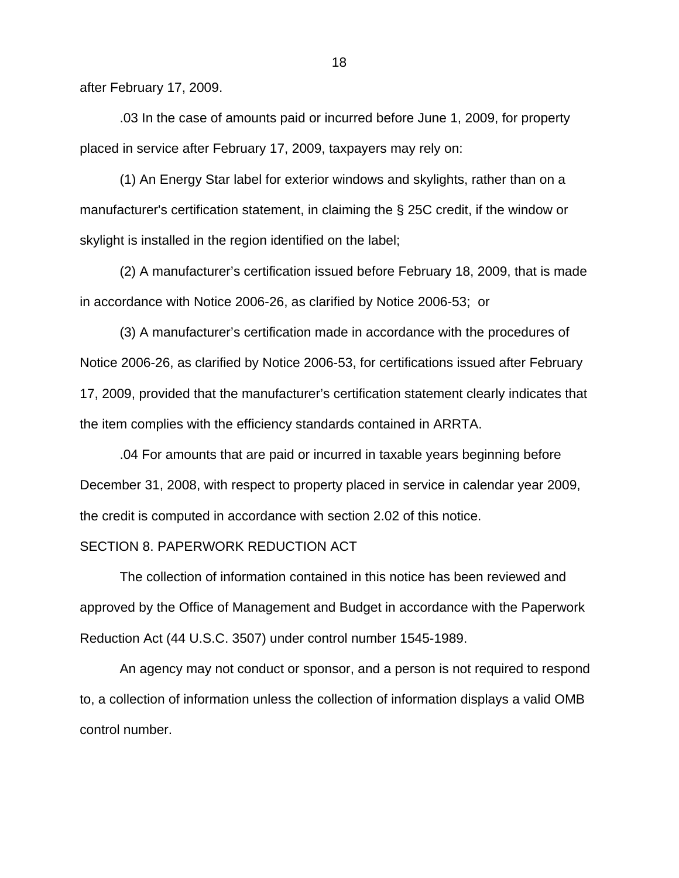after February 17, 2009.

.03 In the case of amounts paid or incurred before June 1, 2009, for property placed in service after February 17, 2009, taxpayers may rely on:

(1) An Energy Star label for exterior windows and skylights, rather than on a manufacturer's certification statement, in claiming the § 25C credit, if the window or skylight is installed in the region identified on the label;

(2) A manufacturer's certification issued before February 18, 2009, that is made in accordance with Notice 2006-26, as clarified by Notice 2006-53; or

(3) A manufacturer's certification made in accordance with the procedures of Notice 2006-26, as clarified by Notice 2006-53, for certifications issued after February 17, 2009, provided that the manufacturer's certification statement clearly indicates that the item complies with the efficiency standards contained in ARRTA.

.04 For amounts that are paid or incurred in taxable years beginning before December 31, 2008, with respect to property placed in service in calendar year 2009, the credit is computed in accordance with section 2.02 of this notice.

## SECTION 8. PAPERWORK REDUCTION ACT

The collection of information contained in this notice has been reviewed and approved by the Office of Management and Budget in accordance with the Paperwork Reduction Act (44 U.S.C. 3507) under control number 1545-1989.

An agency may not conduct or sponsor, and a person is not required to respond to, a collection of information unless the collection of information displays a valid OMB control number.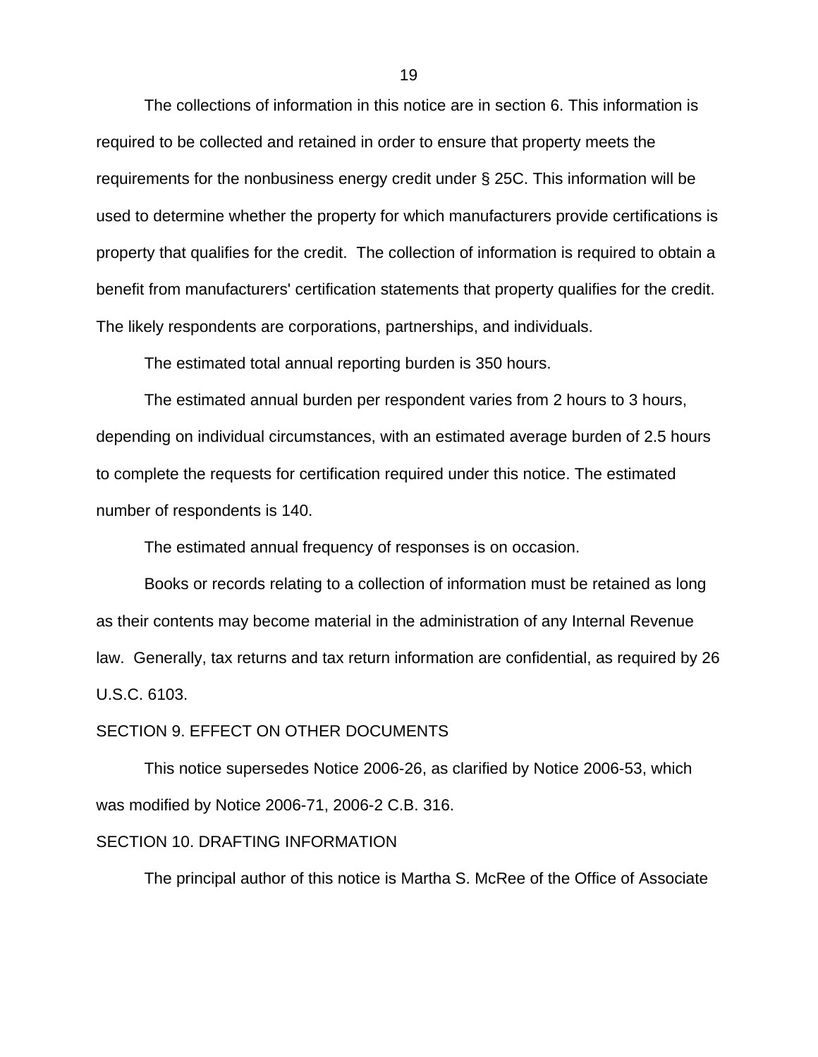The collections of information in this notice are in section 6. This information is required to be collected and retained in order to ensure that property meets the requirements for the nonbusiness energy credit under § 25C. This information will be used to determine whether the property for which manufacturers provide certifications is property that qualifies for the credit. The collection of information is required to obtain a benefit from manufacturers' certification statements that property qualifies for the credit. The likely respondents are corporations, partnerships, and individuals.

The estimated total annual reporting burden is 350 hours.

The estimated annual burden per respondent varies from 2 hours to 3 hours, depending on individual circumstances, with an estimated average burden of 2.5 hours to complete the requests for certification required under this notice. The estimated number of respondents is 140.

The estimated annual frequency of responses is on occasion.

Books or records relating to a collection of information must be retained as long as their contents may become material in the administration of any Internal Revenue law. Generally, tax returns and tax return information are confidential, as required by 26 U.S.C. 6103.

## SECTION 9. EFFECT ON OTHER DOCUMENTS

This notice supersedes Notice 2006-26, as clarified by Notice 2006-53, which was modified by Notice 2006-71, 2006-2 C.B. 316.

## SECTION 10. DRAFTING INFORMATION

The principal author of this notice is Martha S. McRee of the Office of Associate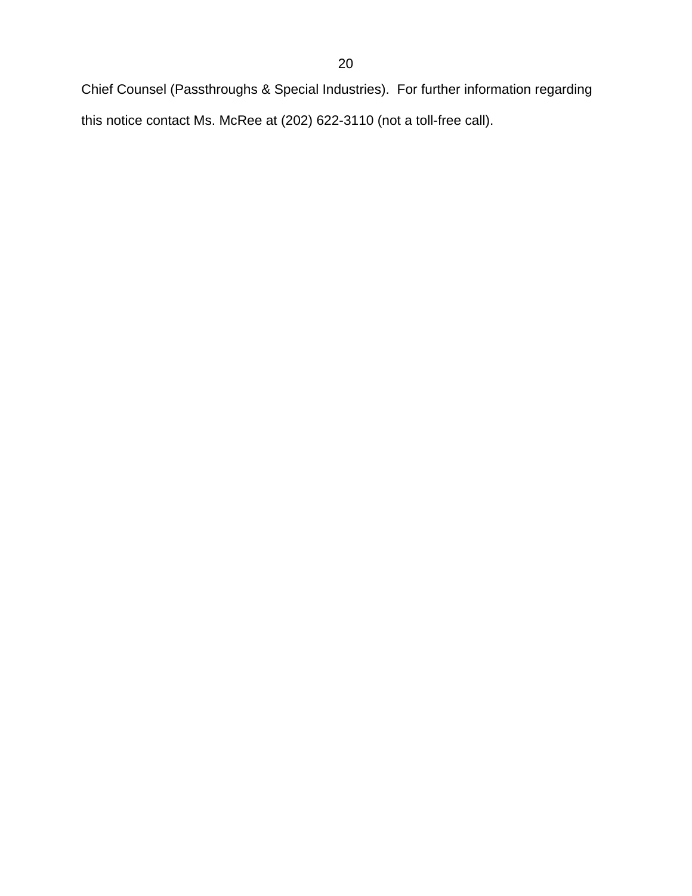Chief Counsel (Passthroughs & Special Industries). For further information regarding this notice contact Ms. McRee at (202) 622-3110 (not a toll-free call).